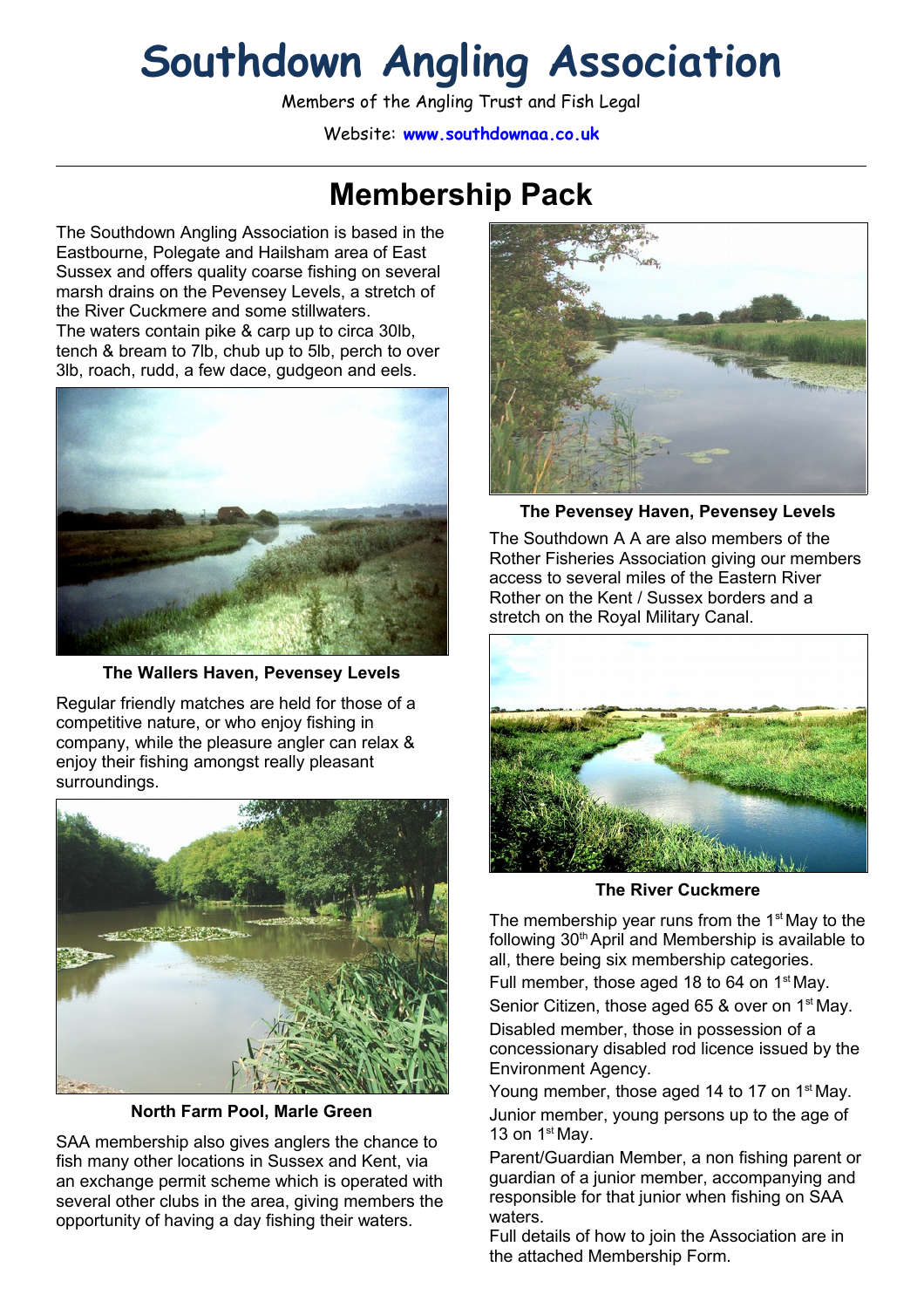# Southdown Angling Association

Members of the Angling Trust and Fish Legal

Website: **www.southdownaa.co.uk**

---

## Membership Pack

The Southdown Angling Association is based in the Eastbourne, Polegate and Hailsham area of East Sussex and offers quality coarse fishing on several marsh drains on the Pevensey Levels, a stretch of the River Cuckmere and some stillwaters.
The waters contain pike & carp up to circa 30lb, tench & bream to 7lb, chub up to 5lb, perch to over 3lb, roach, rudd, a few dace, gudgeon and eels.

**The Wallers Haven, Pevensey Levels**

Regular friendly matches are held for those of a competitive nature, or who enjoy fishing in company, while the pleasure angler can relax & enjoy their fishing amongst really pleasant surroundings.

**North Farm Pool, Marle Green**

SAA membership also gives anglers the chance to fish many other locations in Sussex and Kent, via an exchange permit scheme which is operated with several other clubs in the area, giving members the opportunity of having a day fishing their waters.

**The Pevensey Haven, Pevensey Levels**

The Southdown A A are also members of the Rother Fisheries Association giving our members access to several miles of the Eastern River Rother on the Kent / Sussex borders and a stretch on the Royal Military Canal.

**The River Cuckmere**

The membership year runs from the 1st May to the following 30th April and Membership is available to all, there being six membership categories.

Full member, those aged 18 to 64 on 1st May.

Senior Citizen, those aged 65 & over on 1st May.

Disabled member, those in possession of a concessionary disabled rod licence issued by the Environment Agency.

Young member, those aged 14 to 17 on 1st May.

Junior member, young persons up to the age of 13 on 1st May.

Parent/Guardian Member, a non fishing parent or guardian of a junior member, accompanying and responsible for that junior when fishing on SAA waters.

Full details of how to join the Association are in the attached Membership Form.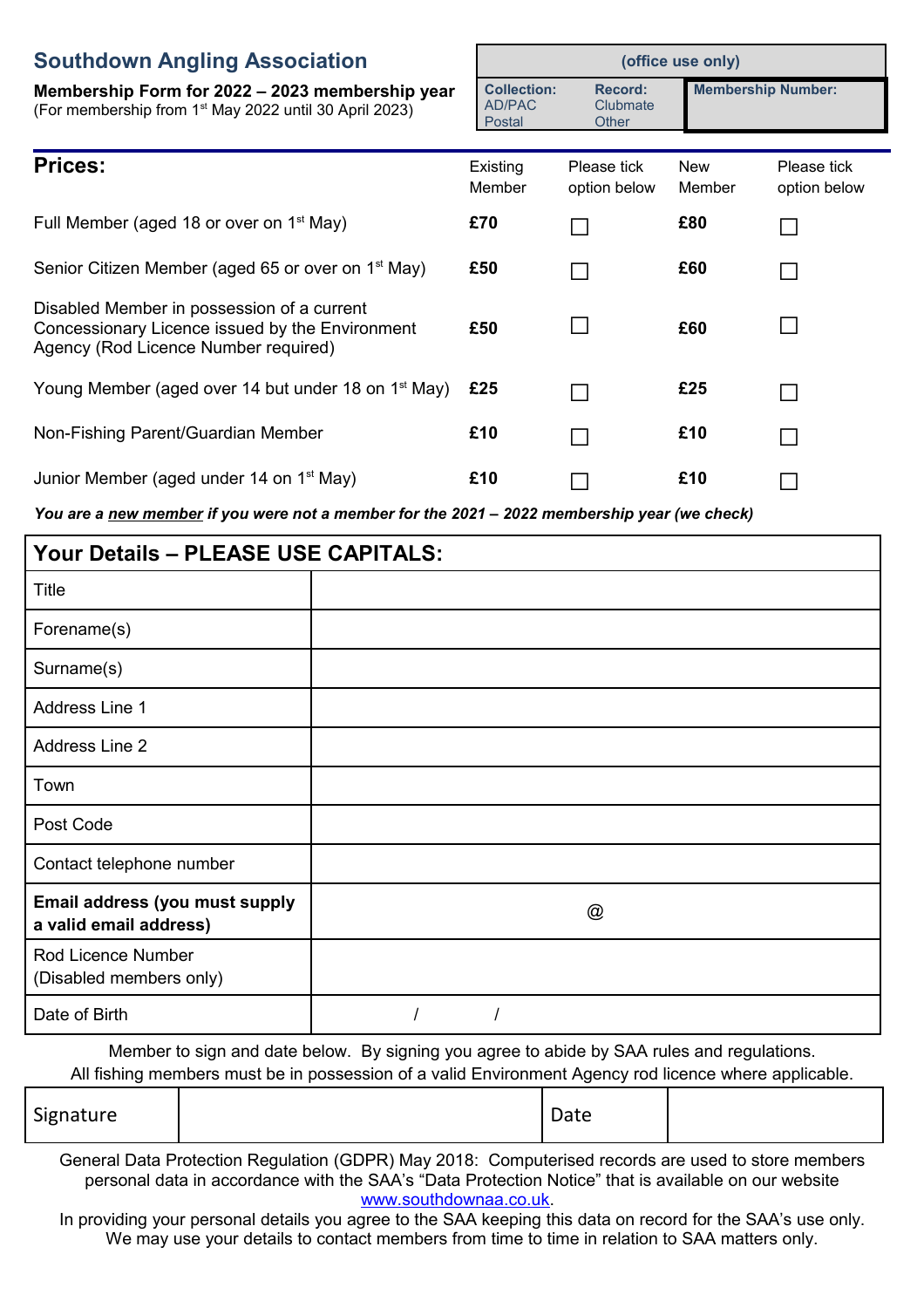## Southdown Angling Association

**Membership Form for 2022 – 2023 membership year**
(For membership from 1st May 2022 until 30 April 2023)

| (office use only) | | |
|---|---|---|
| **Collection:** AD/PAC Postal | **Record:** Clubmate Other | **Membership Number:** |

| **Prices:** | Existing Member | Please tick option below | New Member | Please tick option below |
|---|---|---|---|---|
| Full Member (aged 18 or over on 1st May) | **£70** | ☐ | **£80** | ☐ |
| Senior Citizen Member (aged 65 or over on 1st May) | **£50** | ☐ | **£60** | ☐ |
| Disabled Member in possession of a current Concessionary Licence issued by the Environment Agency (Rod Licence Number required) | **£50** | ☐ | **£60** | ☐ |
| Young Member (aged over 14 but under 18 on 1st May) | **£25** | ☐ | **£25** | ☐ |
| Non-Fishing Parent/Guardian Member | **£10** | ☐ | **£10** | ☐ |
| Junior Member (aged under 14 on 1st May) | **£10** | ☐ | **£10** | ☐ |

***You are a new member if you were not a member for the 2021 – 2022 membership year (we check)***

| **Your Details – PLEASE USE CAPITALS:** | |
|---|---|
| Title | |
| Forename(s) | |
| Surname(s) | |
| Address Line 1 | |
| Address Line 2 | |
| Town | |
| Post Code | |
| Contact telephone number | |
| **Email address (you must supply a valid email address)** | @ |
| Rod Licence Number (Disabled members only) | |
| Date of Birth | / / |

Member to sign and date below. By signing you agree to abide by SAA rules and regulations.
All fishing members must be in possession of a valid Environment Agency rod licence where applicable.

| Signature | | Date | |
|---|---|---|---|

General Data Protection Regulation (GDPR) May 2018: Computerised records are used to store members personal data in accordance with the SAA's "Data Protection Notice" that is available on our website www.southdownaa.co.uk.
In providing your personal details you agree to the SAA keeping this data on record for the SAA's use only. We may use your details to contact members from time to time in relation to SAA matters only.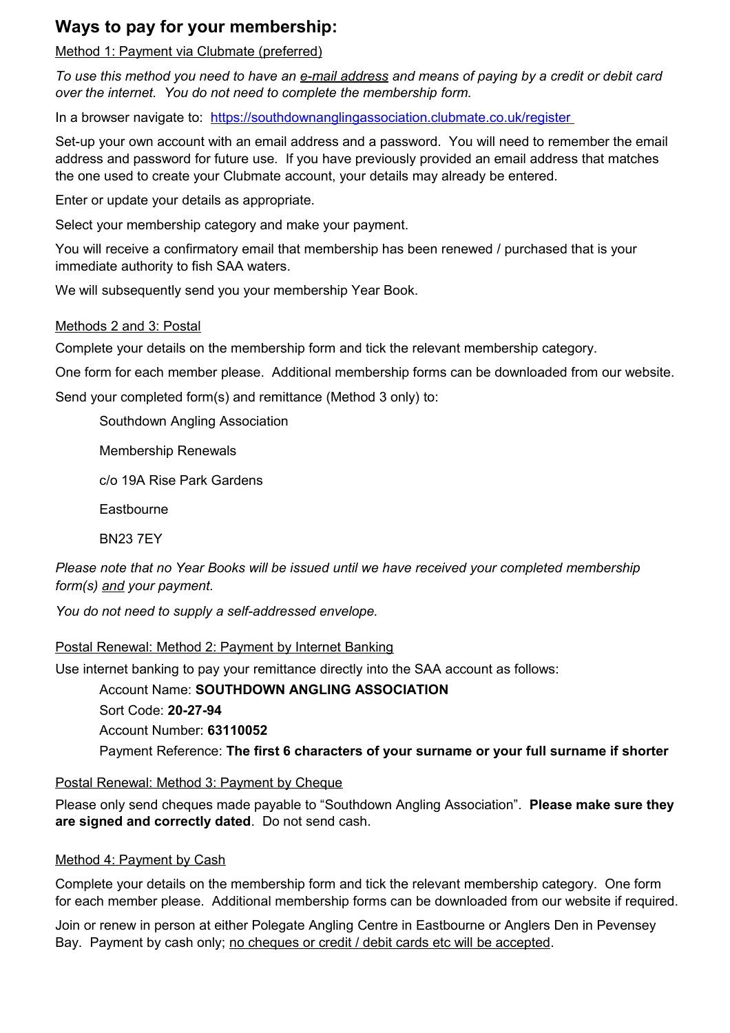## Ways to pay for your membership:

<u>Method 1: Payment via Clubmate (preferred)</u>

*To use this method you need to have an <u>e-mail address</u> and means of paying by a credit or debit card over the internet. You do not need to complete the membership form.*

In a browser navigate to: [https://southdownanglingassociation.clubmate.co.uk/register](https://southdownanglingassociation.clubmate.co.uk/register)

Set-up your own account with an email address and a password. You will need to remember the email address and password for future use. If you have previously provided an email address that matches the one used to create your Clubmate account, your details may already be entered.

Enter or update your details as appropriate.

Select your membership category and make your payment.

You will receive a confirmatory email that membership has been renewed / purchased that is your immediate authority to fish SAA waters.

We will subsequently send you your membership Year Book.

<u>Methods 2 and 3: Postal</u>

Complete your details on the membership form and tick the relevant membership category.

One form for each member please. Additional membership forms can be downloaded from our website.

Send your completed form(s) and remittance (Method 3 only) to:

> Southdown Angling Association
>
> Membership Renewals
>
> c/o 19A Rise Park Gardens
>
> Eastbourne
>
> BN23 7EY

*Please note that no Year Books will be issued until we have received your completed membership form(s) <u>and</u> your payment.*

*You do not need to supply a self-addressed envelope.*

<u>Postal Renewal: Method 2: Payment by Internet Banking</u>

Use internet banking to pay your remittance directly into the SAA account as follows:

> Account Name: **SOUTHDOWN ANGLING ASSOCIATION**
>
> Sort Code: **20-27-94**
>
> Account Number: **63110052**
>
> Payment Reference: **The first 6 characters of your surname or your full surname if shorter**

<u>Postal Renewal: Method 3: Payment by Cheque</u>

Please only send cheques made payable to "Southdown Angling Association". **Please make sure they are signed and correctly dated**. Do not send cash.

<u>Method 4: Payment by Cash</u>

Complete your details on the membership form and tick the relevant membership category. One form for each member please. Additional membership forms can be downloaded from our website if required.

Join or renew in person at either Polegate Angling Centre in Eastbourne or Anglers Den in Pevensey Bay. Payment by cash only; <u>no cheques or credit / debit cards etc will be accepted</u>.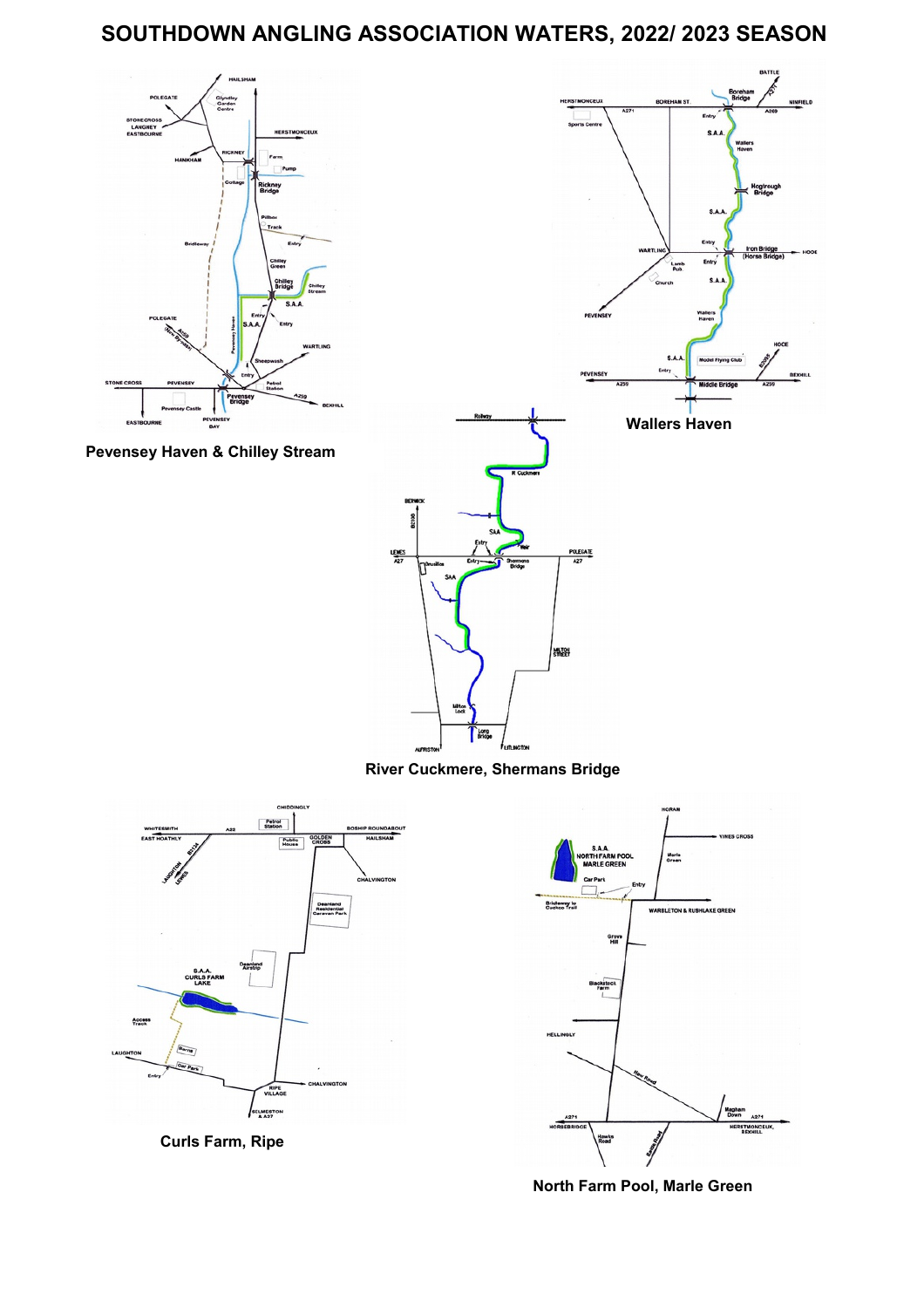# SOUTHDOWN ANGLING ASSOCIATION WATERS, 2022/ 2023 SEASON

HAILSHAM
POLEGATE
Glyndley Garden Centre
STONECROSS
LANGNEY
EASTBOURNE
HERSTMONCEUX
RICKNEY
Farm
Pump
HANKHAM
Cottage
Rickney Bridge
Pillbox
Track
Bridleway
Entry
Chilley Green
Chilley Bridge
Chilley Stream
S.A.A.
POLEGATE
A259 (New Bypass)
Entry
S.A.A.
Entry
Pevensey Haven
WARTLING
Sheepwash
Entry
STONE CROSS
PEVENSEY
Petrol Station
Pevensey Bridge
A259
BEXHILL
Pevensey Castle
EASTBOURNE
PEVENSEY BAY

**Pevensey Haven & Chilley Stream**

BATTLE
Boreham Bridge
A271
HERSTMONCEUX
BOREHAM ST.
NINFIELD
A271
Entry
A269
Sports Centre
S.A.A.
Wallers Haven
Hogtrough Bridge
S.A.A.
Entry
WARTLING
Iron Bridge (Horse Bridge)
HOOE
Lamb Pub
Entry
S.A.A.
Church
PEVENSEY
Wallers Haven
HOOE
S.A.A.
Model Flying Club
B2095
PEVENSEY
Entry
BEXHILL
A259
Middle Bridge
A259

**Wallers Haven**

Railway
R Cuckmere
BERWICK
B2108
SAA
Entry
Weir
LEWES
A27
Entry
Shermans Bridge
POLEGATE
A27
Drusillas
SAA
MILTON STREET
Milton Lock
Long Bridge
ALFRISTON
LITLINGTON

**River Cuckmere, Shermans Bridge**

CHIDDINGLY
WHITESMITH
EAST HOATHLY
A22
Petrol Station
Public House
GOLDEN CROSS
BOSHIP ROUNDABOUT
HAILSHAM
B2124
LAUGHTON
LEWES
CHALVINGTON
Deanland Residential Caravan Park
Deanland Airstrip
S.A.A.
CURLS FARM LAKE
Access Track
Barns
LAUGHTON
Car Park
Entry
RIPE VILLAGE
CHALVINGTON
SELMESTON & A27

**Curls Farm, Ripe**

HORAM
VINES CROSS
S.A.A.
NORTH FARM POOL
MARLE GREEN
Marle Green
Car Park
Entry
Bridleway to Cuckoo Trail
WARBLETON & RUSHLAKE GREEN
Grove Hill
Blackstock Farm
HELLINGLY
New Road
Magham Down
A271
HORSEBRIDGE
A271
HERSTMONCEUX, BEXHILL
Hawks Road
Battle Road

**North Farm Pool, Marle Green**